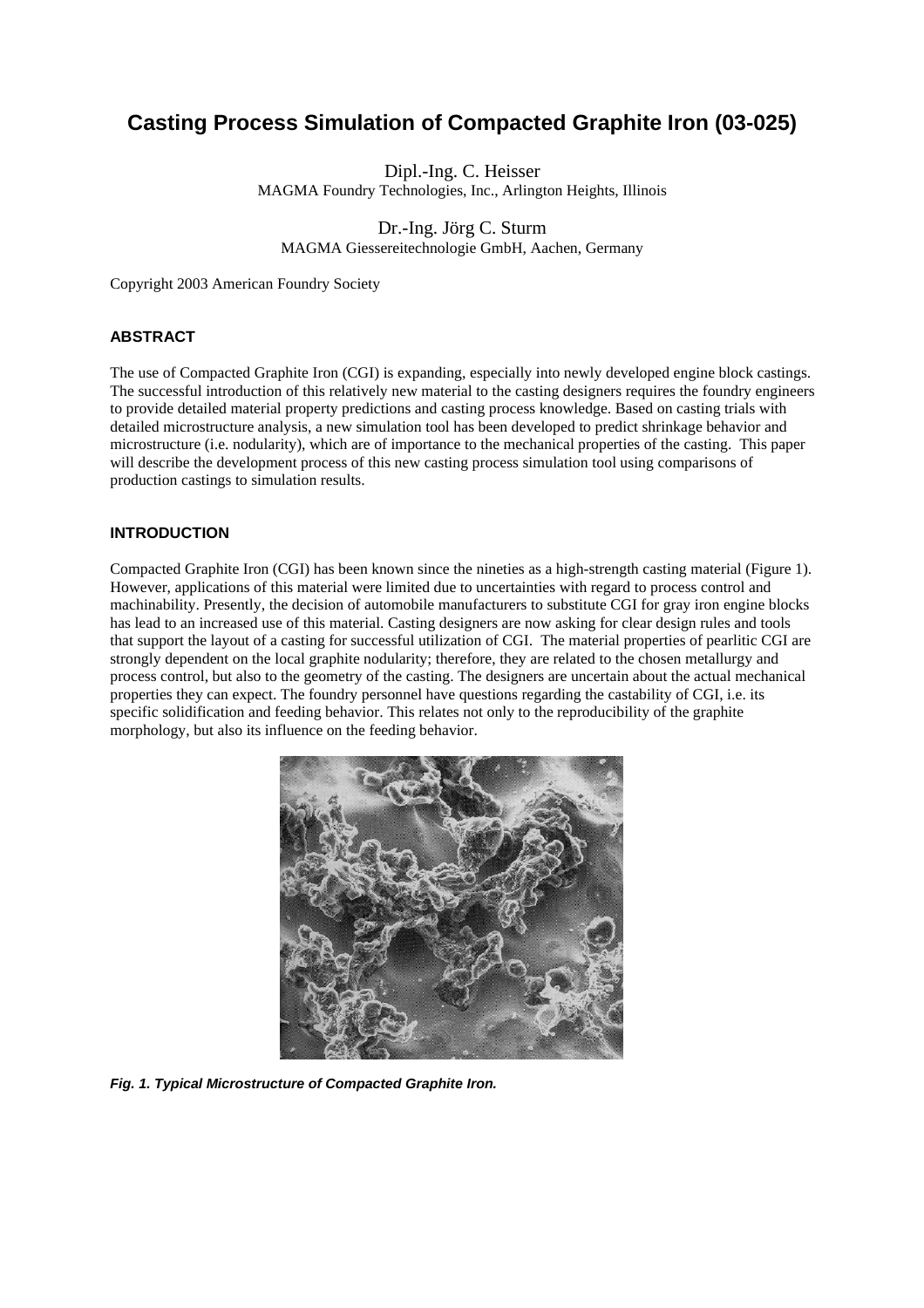# Casting Process Simulation of Compacted Graphite Iron (03-025)

Dipl.-Ing. C. Heisser
MAGMA Foundry Technologies, Inc., Arlington Heights, Illinois

Dr.-Ing. Jörg C. Sturm
MAGMA Giessereitechnologie GmbH, Aachen, Germany

Copyright 2003 American Foundry Society

## ABSTRACT

The use of Compacted Graphite Iron (CGI) is expanding, especially into newly developed engine block castings. The successful introduction of this relatively new material to the casting designers requires the foundry engineers to provide detailed material property predictions and casting process knowledge. Based on casting trials with detailed microstructure analysis, a new simulation tool has been developed to predict shrinkage behavior and microstructure (i.e. nodularity), which are of importance to the mechanical properties of the casting. This paper will describe the development process of this new casting process simulation tool using comparisons of production castings to simulation results.

## INTRODUCTION

Compacted Graphite Iron (CGI) has been known since the nineties as a high-strength casting material (Figure 1). However, applications of this material were limited due to uncertainties with regard to process control and machinability. Presently, the decision of automobile manufacturers to substitute CGI for gray iron engine blocks has lead to an increased use of this material. Casting designers are now asking for clear design rules and tools that support the layout of a casting for successful utilization of CGI. The material properties of pearlitic CGI are strongly dependent on the local graphite nodularity; therefore, they are related to the chosen metallurgy and process control, but also to the geometry of the casting. The designers are uncertain about the actual mechanical properties they can expect. The foundry personnel have questions regarding the castability of CGI, i.e. its specific solidification and feeding behavior. This relates not only to the reproducibility of the graphite morphology, but also its influence on the feeding behavior.

***Fig. 1. Typical Microstructure of Compacted Graphite Iron.***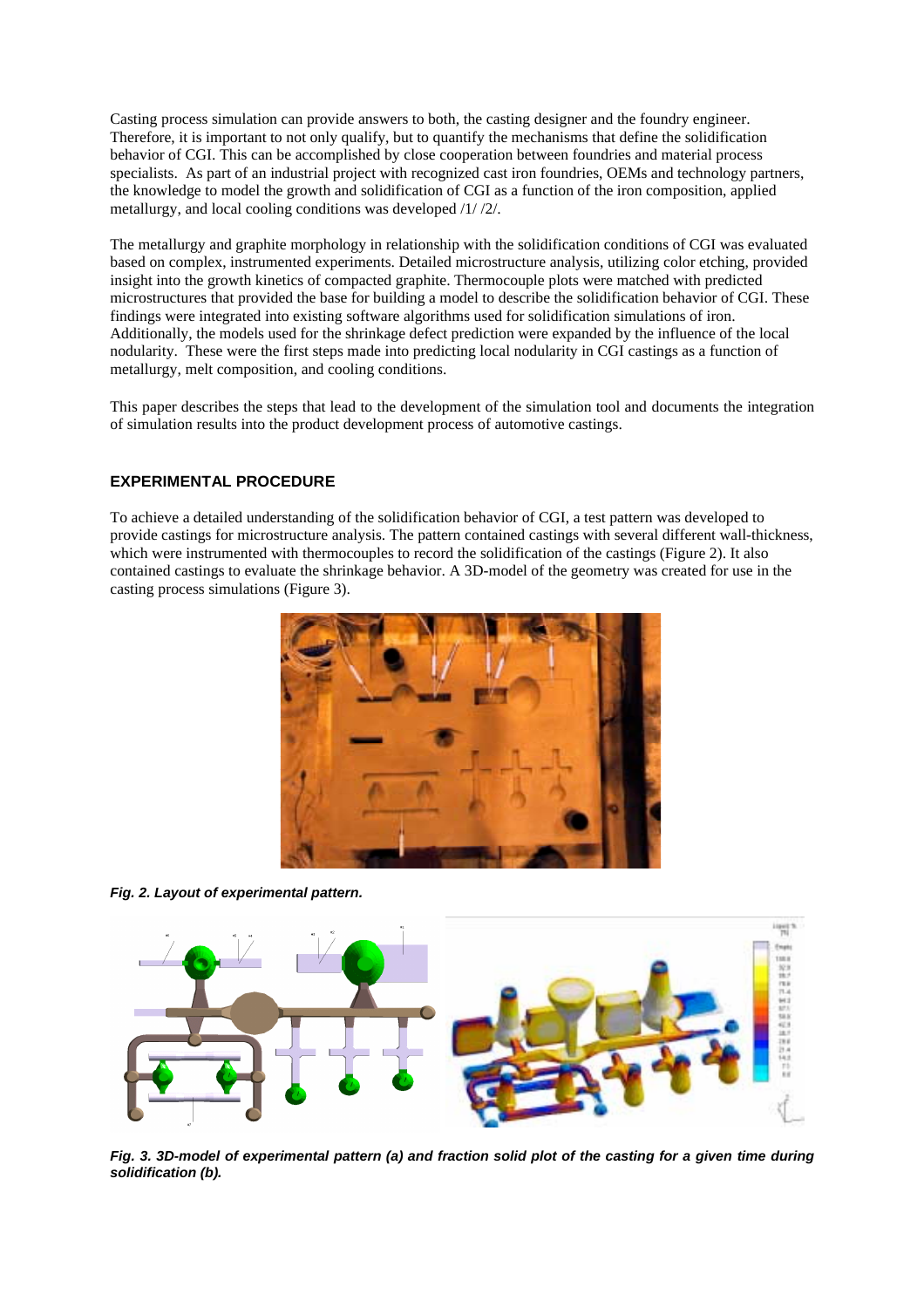Casting process simulation can provide answers to both, the casting designer and the foundry engineer. Therefore, it is important to not only qualify, but to quantify the mechanisms that define the solidification behavior of CGI. This can be accomplished by close cooperation between foundries and material process specialists. As part of an industrial project with recognized cast iron foundries, OEMs and technology partners, the knowledge to model the growth and solidification of CGI as a function of the iron composition, applied metallurgy, and local cooling conditions was developed /1/ /2/.

The metallurgy and graphite morphology in relationship with the solidification conditions of CGI was evaluated based on complex, instrumented experiments. Detailed microstructure analysis, utilizing color etching, provided insight into the growth kinetics of compacted graphite. Thermocouple plots were matched with predicted microstructures that provided the base for building a model to describe the solidification behavior of CGI. These findings were integrated into existing software algorithms used for solidification simulations of iron. Additionally, the models used for the shrinkage defect prediction were expanded by the influence of the local nodularity. These were the first steps made into predicting local nodularity in CGI castings as a function of metallurgy, melt composition, and cooling conditions.

This paper describes the steps that lead to the development of the simulation tool and documents the integration of simulation results into the product development process of automotive castings.

## EXPERIMENTAL PROCEDURE

To achieve a detailed understanding of the solidification behavior of CGI, a test pattern was developed to provide castings for microstructure analysis. The pattern contained castings with several different wall-thickness, which were instrumented with thermocouples to record the solidification of the castings (Figure 2). It also contained castings to evaluate the shrinkage behavior. A 3D-model of the geometry was created for use in the casting process simulations (Figure 3).

***Fig. 2. Layout of experimental pattern.***

***Fig. 3. 3D-model of experimental pattern (a) and fraction solid plot of the casting for a given time during solidification (b).***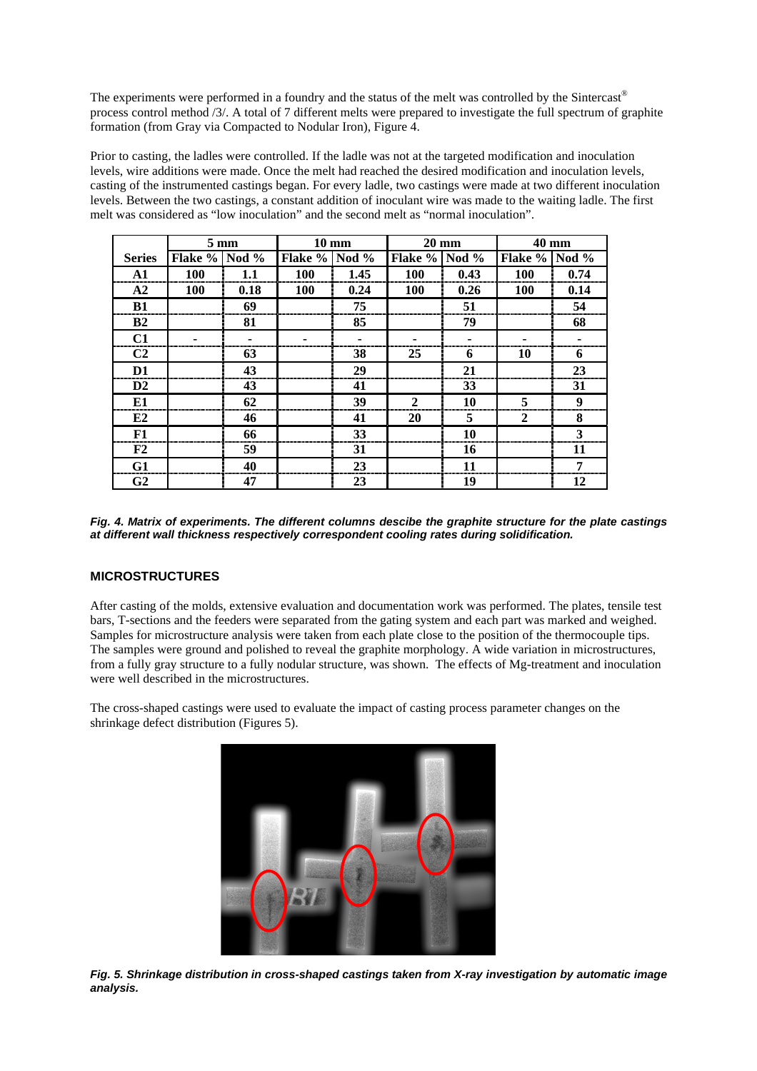The experiments were performed in a foundry and the status of the melt was controlled by the Sintercast® process control method /3/. A total of 7 different melts were prepared to investigate the full spectrum of graphite formation (from Gray via Compacted to Nodular Iron), Figure 4.

Prior to casting, the ladles were controlled. If the ladle was not at the targeted modification and inoculation levels, wire additions were made. Once the melt had reached the desired modification and inoculation levels, casting of the instrumented castings began. For every ladle, two castings were made at two different inoculation levels. Between the two castings, a constant addition of inoculant wire was made to the waiting ladle. The first melt was considered as "low inoculation" and the second melt as "normal inoculation".

| | 5 mm | | 10 mm | | 20 mm | | 40 mm | |
|---|---|---|---|---|---|---|---|---|
| **Series** | **Flake %** | **Nod %** | **Flake %** | **Nod %** | **Flake %** | **Nod %** | **Flake %** | **Nod %** |
| **A1** | **100** | **1.1** | **100** | **1.45** | **100** | **0.43** | **100** | **0.74** |
| **A2** | **100** | **0.18** | **100** | **0.24** | **100** | **0.26** | **100** | **0.14** |
| **B1** | | **69** | | **75** | | **51** | | **54** |
| **B2** | | **81** | | **85** | | **79** | | **68** |
| **C1** | **-** | **-** | **-** | **-** | **-** | **-** | **-** | **-** |
| **C2** | | **63** | | **38** | **25** | **6** | **10** | **6** |
| **D1** | | **43** | | **29** | | **21** | | **23** |
| **D2** | | **43** | | **41** | | **33** | | **31** |
| **E1** | | **62** | | **39** | **2** | **10** | **5** | **9** |
| **E2** | | **46** | | **41** | **20** | **5** | **2** | **8** |
| **F1** | | **66** | | **33** | | **10** | | **3** |
| **F2** | | **59** | | **31** | | **16** | | **11** |
| **G1** | | **40** | | **23** | | **11** | | **7** |
| **G2** | | **47** | | **23** | | **19** | | **12** |

***Fig. 4. Matrix of experiments. The different columns descibe the graphite structure for the plate castings at different wall thickness respectively correspondent cooling rates during solidification.***

## MICROSTRUCTURES

After casting of the molds, extensive evaluation and documentation work was performed. The plates, tensile test bars, T-sections and the feeders were separated from the gating system and each part was marked and weighed. Samples for microstructure analysis were taken from each plate close to the position of the thermocouple tips. The samples were ground and polished to reveal the graphite morphology. A wide variation in microstructures, from a fully gray structure to a fully nodular structure, was shown. The effects of Mg-treatment and inoculation were well described in the microstructures.

The cross-shaped castings were used to evaluate the impact of casting process parameter changes on the shrinkage defect distribution (Figures 5).

***Fig. 5. Shrinkage distribution in cross-shaped castings taken from X-ray investigation by automatic image analysis.***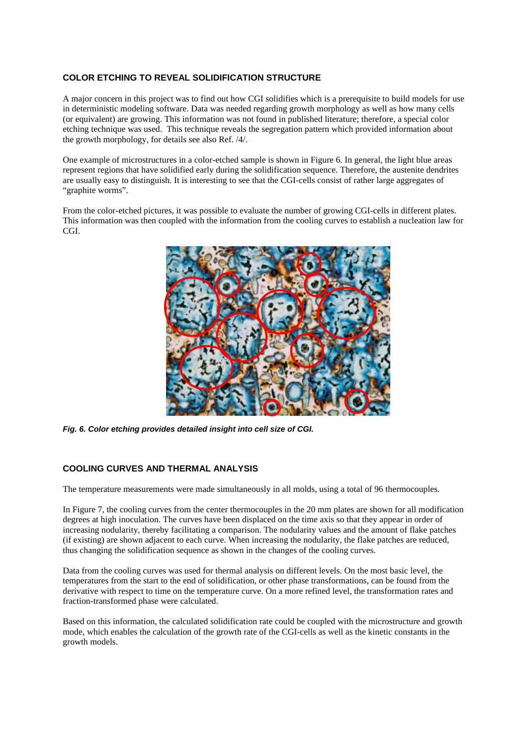## COLOR ETCHING TO REVEAL SOLIDIFICATION STRUCTURE

A major concern in this project was to find out how CGI solidifies which is a prerequisite to build models for use in deterministic modeling software. Data was needed regarding growth morphology as well as how many cells (or equivalent) are growing. This information was not found in published literature; therefore, a special color etching technique was used. This technique reveals the segregation pattern which provided information about the growth morphology, for details see also Ref. /4/.

One example of microstructures in a color-etched sample is shown in Figure 6. In general, the light blue areas represent regions that have solidified early during the solidification sequence. Therefore, the austenite dendrites are usually easy to distinguish. It is interesting to see that the CGI-cells consist of rather large aggregates of "graphite worms".

From the color-etched pictures, it was possible to evaluate the number of growing CGI-cells in different plates. This information was then coupled with the information from the cooling curves to establish a nucleation law for CGI.

***Fig. 6. Color etching provides detailed insight into cell size of CGI.***

## COOLING CURVES AND THERMAL ANALYSIS

The temperature measurements were made simultaneously in all molds, using a total of 96 thermocouples.

In Figure 7, the cooling curves from the center thermocouples in the 20 mm plates are shown for all modification degrees at high inoculation. The curves have been displaced on the time axis so that they appear in order of increasing nodularity, thereby facilitating a comparison. The nodularity values and the amount of flake patches (if existing) are shown adjacent to each curve. When increasing the nodularity, the flake patches are reduced, thus changing the solidification sequence as shown in the changes of the cooling curves.

Data from the cooling curves was used for thermal analysis on different levels. On the most basic level, the temperatures from the start to the end of solidification, or other phase transformations, can be found from the derivative with respect to time on the temperature curve. On a more refined level, the transformation rates and fraction-transformed phase were calculated.

Based on this information, the calculated solidification rate could be coupled with the microstructure and growth mode, which enables the calculation of the growth rate of the CGI-cells as well as the kinetic constants in the growth models.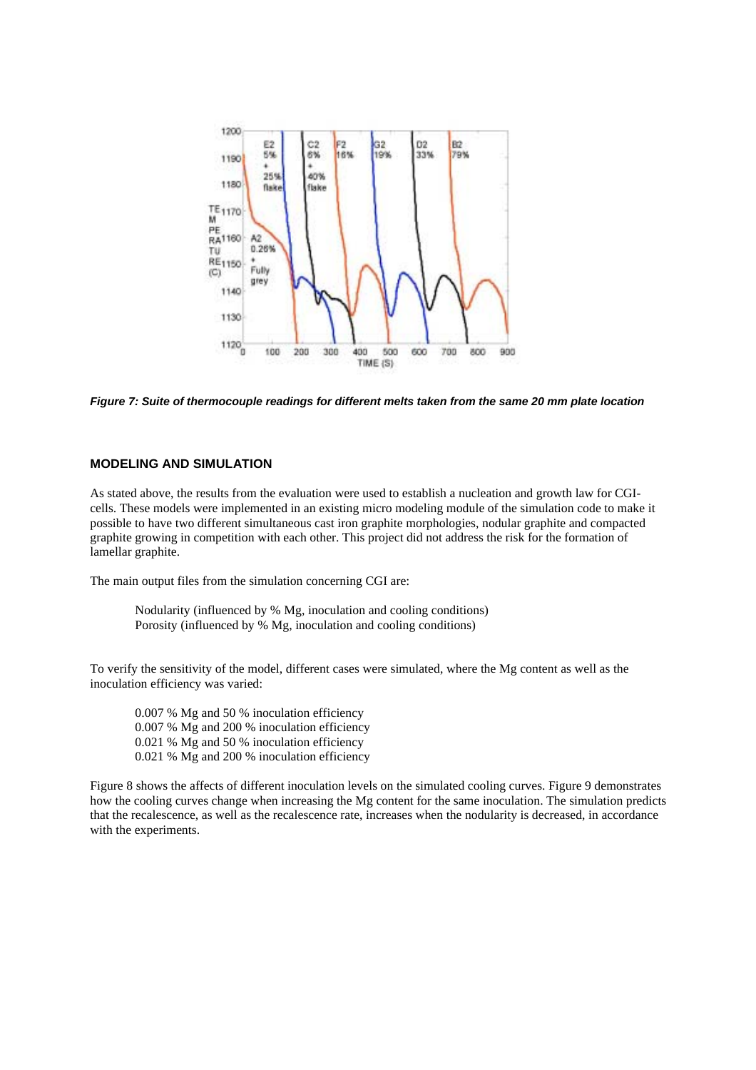*Figure 7: Suite of thermocouple readings for different melts taken from the same 20 mm plate location*

## MODELING AND SIMULATION

As stated above, the results from the evaluation were used to establish a nucleation and growth law for CGI-cells. These models were implemented in an existing micro modeling module of the simulation code to make it possible to have two different simultaneous cast iron graphite morphologies, nodular graphite and compacted graphite growing in competition with each other. This project did not address the risk for the formation of lamellar graphite.

The main output files from the simulation concerning CGI are:

> Nodularity (influenced by % Mg, inoculation and cooling conditions)
> Porosity (influenced by % Mg, inoculation and cooling conditions)

To verify the sensitivity of the model, different cases were simulated, where the Mg content as well as the inoculation efficiency was varied:

> 0.007 % Mg and 50 % inoculation efficiency
> 0.007 % Mg and 200 % inoculation efficiency
> 0.021 % Mg and 50 % inoculation efficiency
> 0.021 % Mg and 200 % inoculation efficiency

Figure 8 shows the affects of different inoculation levels on the simulated cooling curves. Figure 9 demonstrates how the cooling curves change when increasing the Mg content for the same inoculation. The simulation predicts that the recalescence, as well as the recalescence rate, increases when the nodularity is decreased, in accordance with the experiments.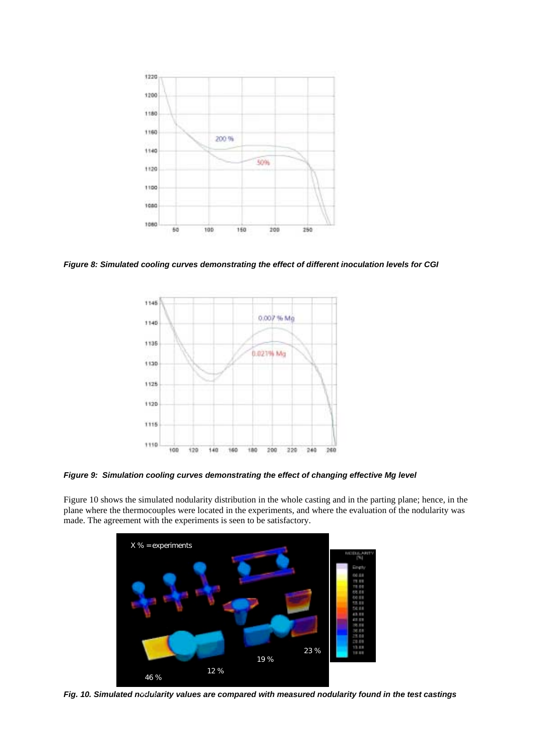***Figure 8: Simulated cooling curves demonstrating the effect of different inoculation levels for CGI***

***Figure 9: Simulation cooling curves demonstrating the effect of changing effective Mg level***

Figure 10 shows the simulated nodularity distribution in the whole casting and in the parting plane; hence, in the plane where the thermocouples were located in the experiments, and where the evaluation of the nodularity was made. The agreement with the experiments is seen to be satisfactory.

***Fig. 10. Simulated nodularity values are compared with measured nodularity found in the test castings***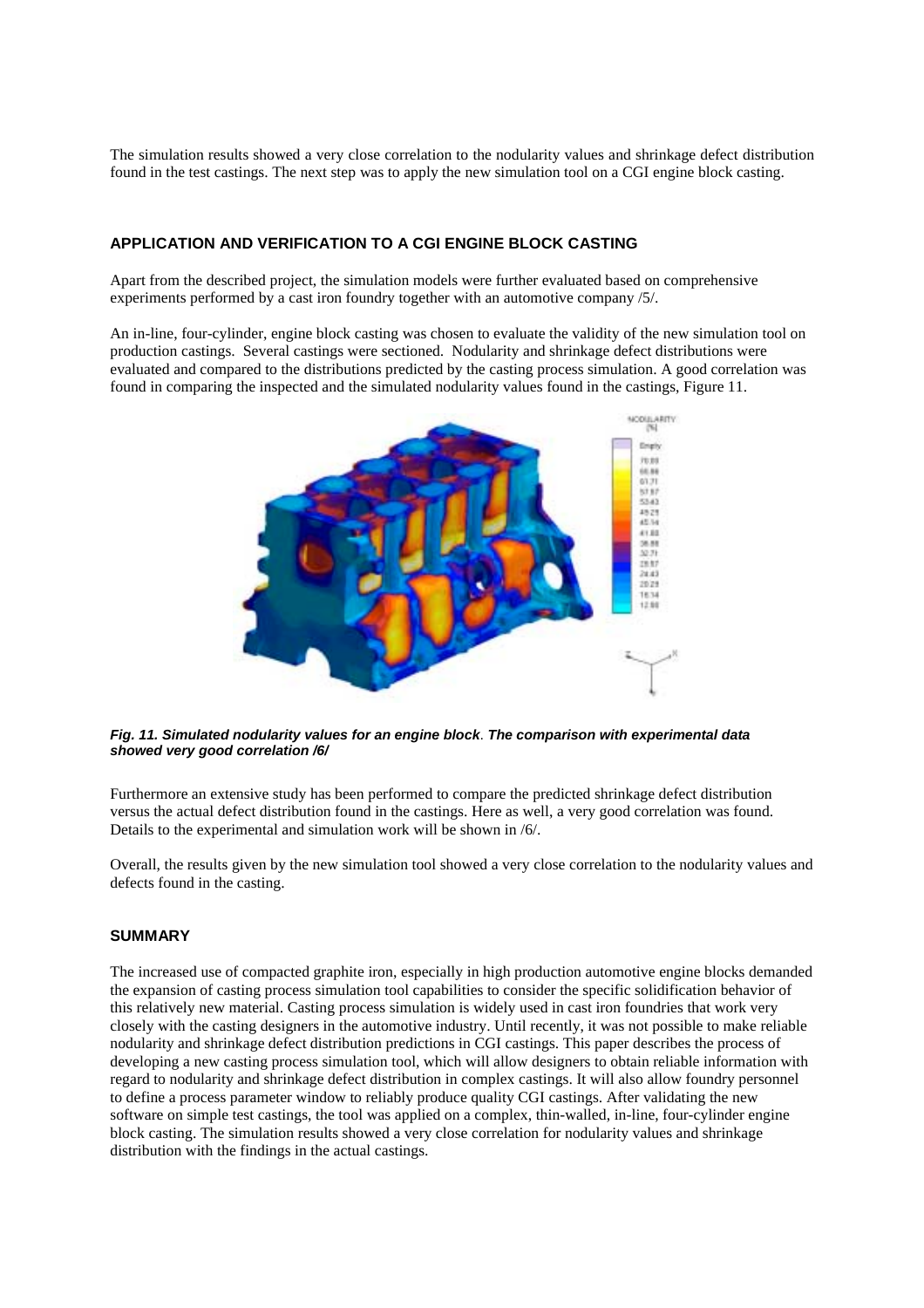The simulation results showed a very close correlation to the nodularity values and shrinkage defect distribution found in the test castings. The next step was to apply the new simulation tool on a CGI engine block casting.

## APPLICATION AND VERIFICATION TO A CGI ENGINE BLOCK CASTING

Apart from the described project, the simulation models were further evaluated based on comprehensive experiments performed by a cast iron foundry together with an automotive company /5/.

An in-line, four-cylinder, engine block casting was chosen to evaluate the validity of the new simulation tool on production castings. Several castings were sectioned. Nodularity and shrinkage defect distributions were evaluated and compared to the distributions predicted by the casting process simulation. A good correlation was found in comparing the inspected and the simulated nodularity values found in the castings, Figure 11.

***Fig. 11. Simulated nodularity values for an engine block. The comparison with experimental data showed very good correlation /6/***

Furthermore an extensive study has been performed to compare the predicted shrinkage defect distribution versus the actual defect distribution found in the castings. Here as well, a very good correlation was found. Details to the experimental and simulation work will be shown in /6/.

Overall, the results given by the new simulation tool showed a very close correlation to the nodularity values and defects found in the casting.

## SUMMARY

The increased use of compacted graphite iron, especially in high production automotive engine blocks demanded the expansion of casting process simulation tool capabilities to consider the specific solidification behavior of this relatively new material. Casting process simulation is widely used in cast iron foundries that work very closely with the casting designers in the automotive industry. Until recently, it was not possible to make reliable nodularity and shrinkage defect distribution predictions in CGI castings. This paper describes the process of developing a new casting process simulation tool, which will allow designers to obtain reliable information with regard to nodularity and shrinkage defect distribution in complex castings. It will also allow foundry personnel to define a process parameter window to reliably produce quality CGI castings. After validating the new software on simple test castings, the tool was applied on a complex, thin-walled, in-line, four-cylinder engine block casting. The simulation results showed a very close correlation for nodularity values and shrinkage distribution with the findings in the actual castings.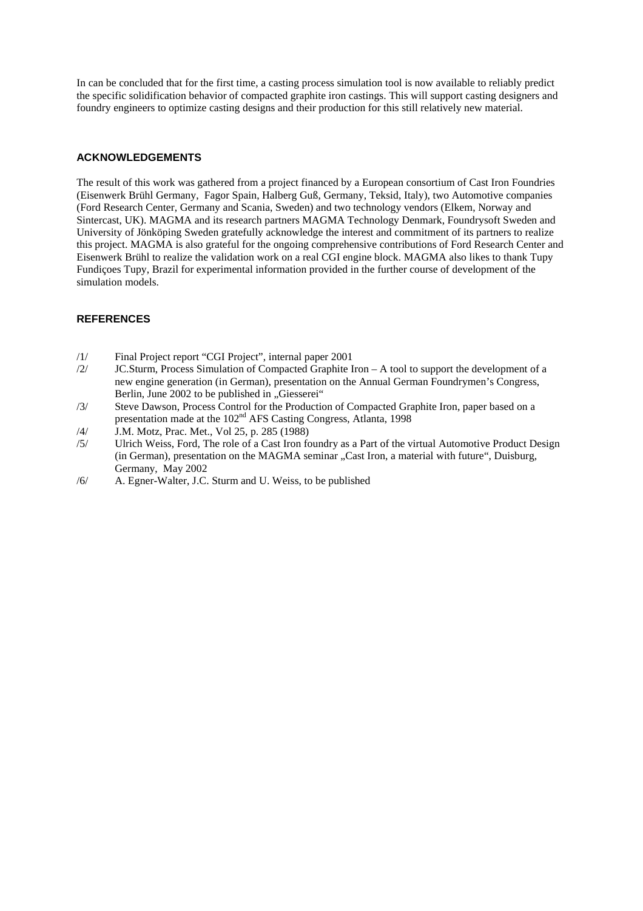In can be concluded that for the first time, a casting process simulation tool is now available to reliably predict the specific solidification behavior of compacted graphite iron castings. This will support casting designers and foundry engineers to optimize casting designs and their production for this still relatively new material.

## ACKNOWLEDGEMENTS

The result of this work was gathered from a project financed by a European consortium of Cast Iron Foundries (Eisenwerk Brühl Germany, Fagor Spain, Halberg Guß, Germany, Teksid, Italy), two Automotive companies (Ford Research Center, Germany and Scania, Sweden) and two technology vendors (Elkem, Norway and Sintercast, UK). MAGMA and its research partners MAGMA Technology Denmark, Foundrysoft Sweden and University of Jönköping Sweden gratefully acknowledge the interest and commitment of its partners to realize this project. MAGMA is also grateful for the ongoing comprehensive contributions of Ford Research Center and Eisenwerk Brühl to realize the validation work on a real CGI engine block. MAGMA also likes to thank Tupy Fundiçoes Tupy, Brazil for experimental information provided in the further course of development of the simulation models.

## REFERENCES

/1/ Final Project report "CGI Project", internal paper 2001

/2/ JC.Sturm, Process Simulation of Compacted Graphite Iron – A tool to support the development of a new engine generation (in German), presentation on the Annual German Foundrymen's Congress, Berlin, June 2002 to be published in „Giesserei“

/3/ Steve Dawson, Process Control for the Production of Compacted Graphite Iron, paper based on a presentation made at the 102nd AFS Casting Congress, Atlanta, 1998

/4/ J.M. Motz, Prac. Met., Vol 25, p. 285 (1988)

/5/ Ulrich Weiss, Ford, The role of a Cast Iron foundry as a Part of the virtual Automotive Product Design (in German), presentation on the MAGMA seminar „Cast Iron, a material with future“, Duisburg, Germany, May 2002

/6/ A. Egner-Walter, J.C. Sturm and U. Weiss, to be published